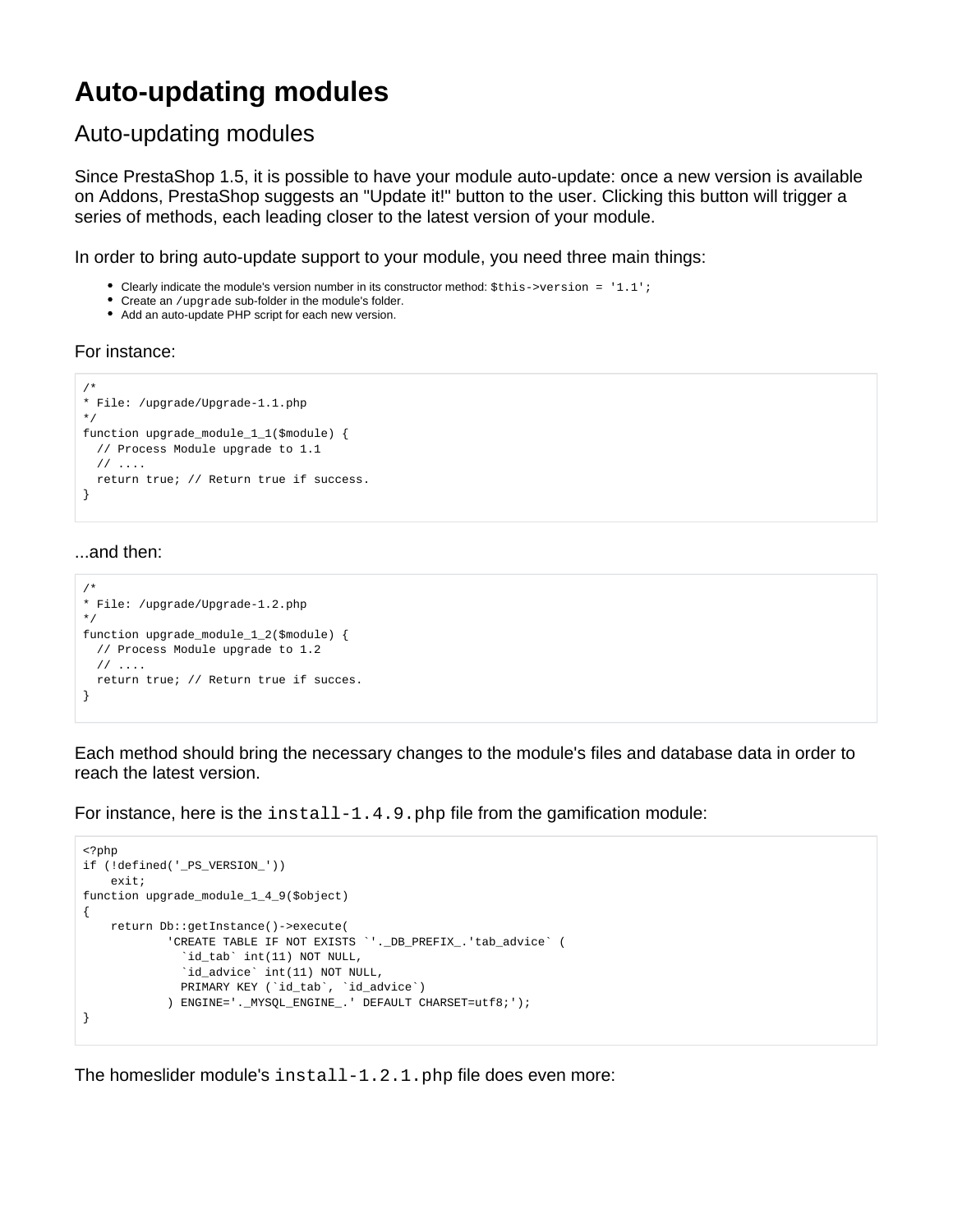# Auto-updating modules

## Auto-updating modules

Since PrestaShop 1.5, it is possible to have your module auto-update: once a new version is available on Addons, PrestaShop suggests an "Update it!" button to the user. Clicking this button will trigger a series of methods, each leading closer to the latest version of your module.

In order to bring auto-update support to your module, you need three main things:

- Clearly indicate the module's version number in its constructor method: `$this->version = '1.1';`
- Create an `/upgrade` sub-folder in the module's folder.
- Add an auto-update PHP script for each new version.

For instance:

```
/*
* File: /upgrade/Upgrade-1.1.php
*/
function upgrade_module_1_1($module) {
  // Process Module upgrade to 1.1
  // ....
  return true; // Return true if success.
}
```

...and then:

```
/*
* File: /upgrade/Upgrade-1.2.php
*/
function upgrade_module_1_2($module) {
  // Process Module upgrade to 1.2
  // ....
  return true; // Return true if succes.
}
```

Each method should bring the necessary changes to the module's files and database data in order to reach the latest version.

For instance, here is the `install-1.4.9.php` file from the gamification module:

```
<?php
if (!defined('_PS_VERSION_'))
    exit;
function upgrade_module_1_4_9($object)
{
    return Db::getInstance()->execute(
            'CREATE TABLE IF NOT EXISTS `'._DB_PREFIX_.'tab_advice` (
              `id_tab` int(11) NOT NULL,
              `id_advice` int(11) NOT NULL,
              PRIMARY KEY (`id_tab`, `id_advice`)
            ) ENGINE='._MYSQL_ENGINE_.' DEFAULT CHARSET=utf8;');
}
```

The homeslider module's `install-1.2.1.php` file does even more: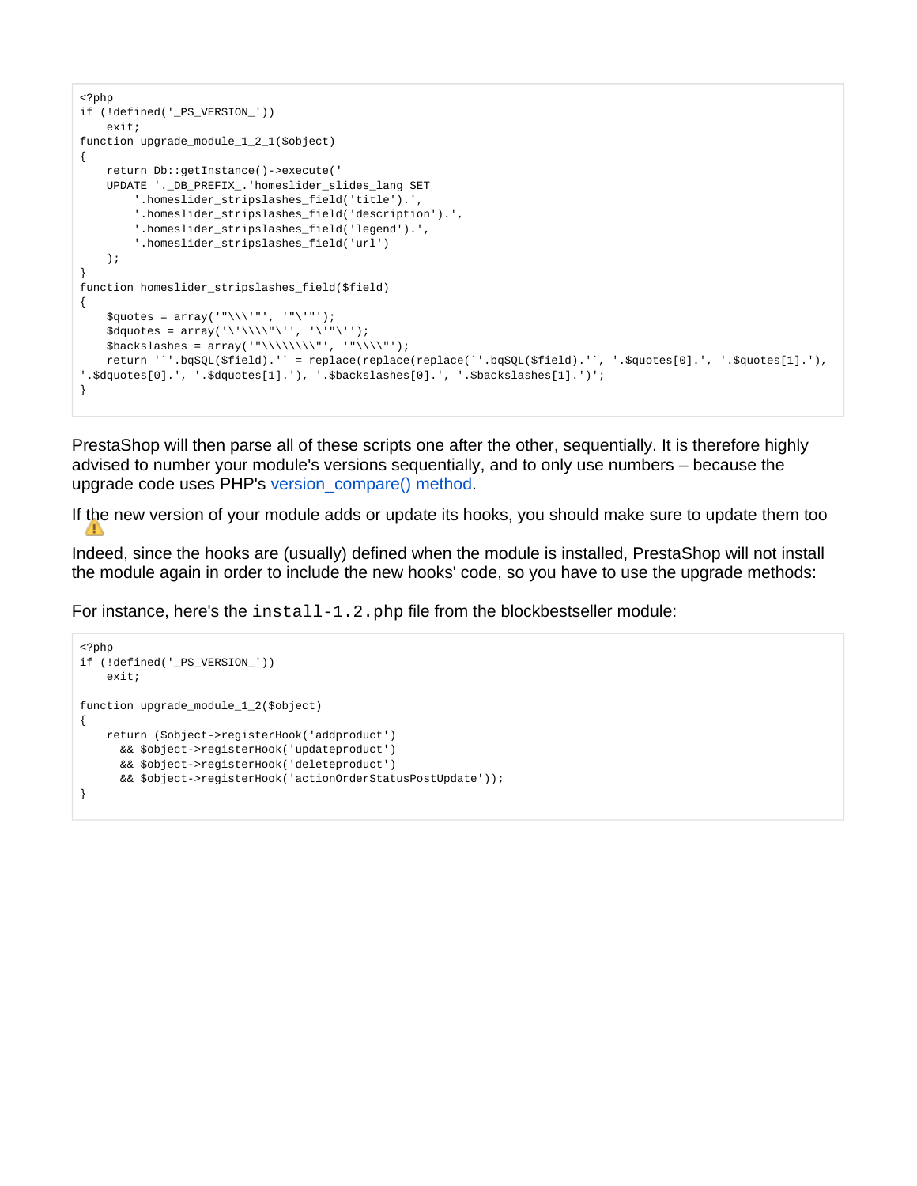```
<?php
if (!defined('_PS_VERSION_'))
    exit;
function upgrade_module_1_2_1($object)
{
    return Db::getInstance()->execute('
    UPDATE '._DB_PREFIX_.'homeslider_slides_lang SET
        '.homeslider_stripslashes_field('title').',
        '.homeslider_stripslashes_field('description').',
        '.homeslider_stripslashes_field('legend').',
        '.homeslider_stripslashes_field('url')
    );
}
function homeslider_stripslashes_field($field)
{
    $quotes = array('"\\\'"', '"\'"');
    $dquotes = array('\'\\\\"\'', '\'"\'');
    $backslashes = array('"\\\\\\\\"', '"\\\\"');
    return '`'.bqSQL($field).'` = replace(replace(replace(`'.bqSQL($field).'`, '.$quotes[0].', '.$quotes[1].'),
'.$dquotes[0].', '.$dquotes[1].'), '.$backslashes[0].', '.$backslashes[1].')';
}
```

PrestaShop will then parse all of these scripts one after the other, sequentially. It is therefore highly advised to number your module's versions sequentially, and to only use numbers – because the upgrade code uses PHP's version_compare() method.

If the new version of your module adds or update its hooks, you should make sure to update them too

Indeed, since the hooks are (usually) defined when the module is installed, PrestaShop will not install the module again in order to include the new hooks' code, so you have to use the upgrade methods:

For instance, here's the `install-1.2.php` file from the blockbestseller module:

```
<?php
if (!defined('_PS_VERSION_'))
    exit;

function upgrade_module_1_2($object)
{
    return ($object->registerHook('addproduct')
      && $object->registerHook('updateproduct')
      && $object->registerHook('deleteproduct')
      && $object->registerHook('actionOrderStatusPostUpdate'));
}
```